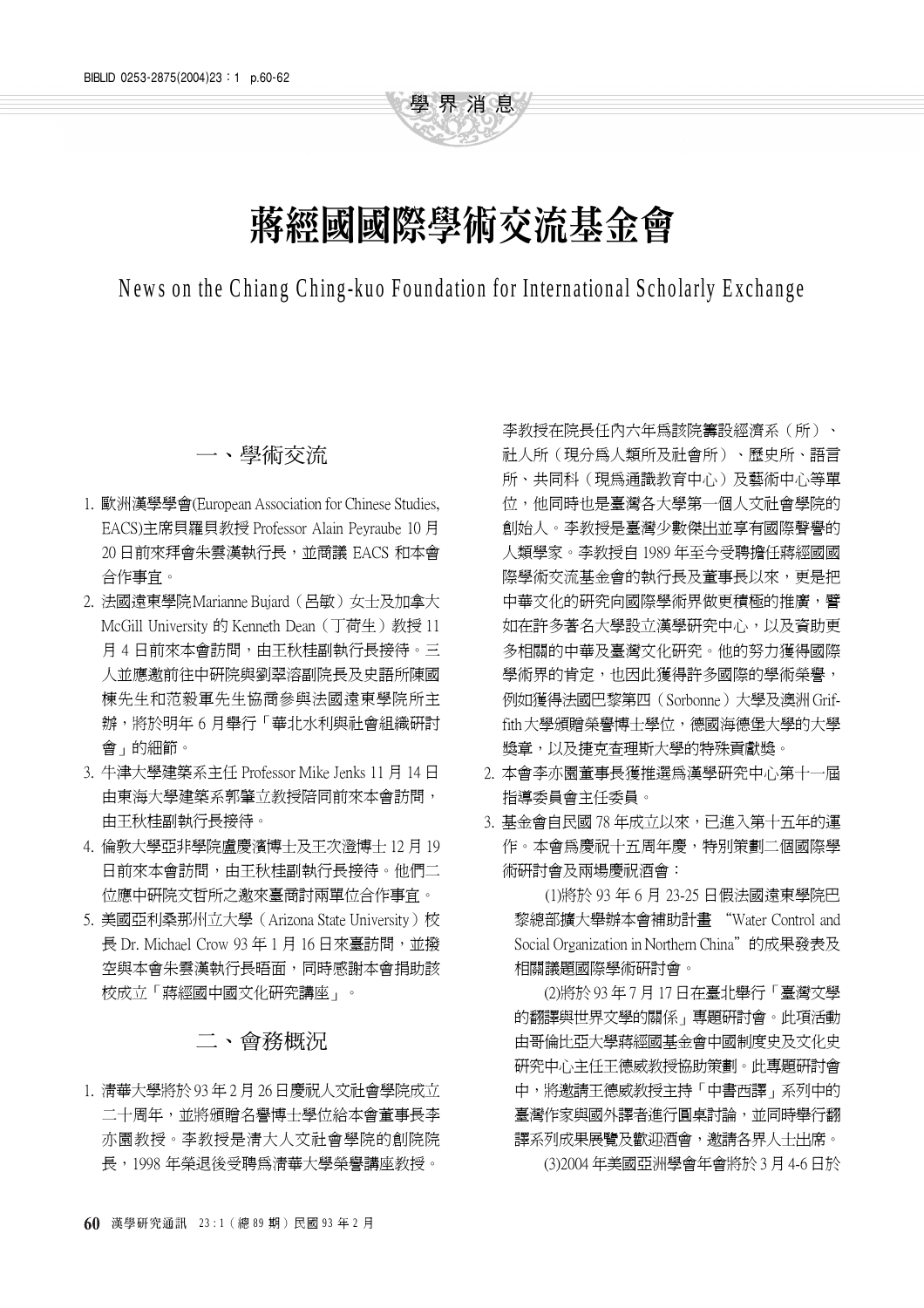# 蔣經國國際學術交流基金會

News on the Chiang Ching-kuo Foundation for International Scholarly Exchange

## 一、學術交流

1. 歐洲漢學學會(European Association for Chinese Studies, EACS)主席貝羅貝教授 Professor Alain Peyraube 10 月 20 日前來拜會朱雲漢執行長，並商議 EACS 和本會合作事宜。
2. 法國遠東學院 Marianne Bujard（呂敏）女士及加拿大 McGill University 的 Kenneth Dean（丁荷生）教授 11 月 4 日前來本會訪問，由王秋桂副執行長接待。三人並應邀前往中研院與劉翠溶副院長及史語所陳國棟先生和范毅軍先生協商參與法國遠東學院所主辦，將於明年 6 月舉行「華北水利與社會組織研討會」的細節。
3. 牛津大學建築系主任 Professor Mike Jenks 11 月 14 日由東海大學建築系郭肇立教授陪同前來本會訪問，由王秋桂副執行長接待。
4. 倫敦大學亞非學院盧慶濱博士及王次澄博士 12 月 19 日前來本會訪問，由王秋桂副執行長接待。他們二位應中研院文哲所之邀來臺商討兩單位合作事宜。
5. 美國亞利桑那州立大學（Arizona State University）校長 Dr. Michael Crow 93 年 1 月 16 日來臺訪問，並撥空與本會朱雲漢執行長晤面，同時感謝本會捐助該校成立「蔣經國中國文化研究講座」。

## 二、會務概況

1. 清華大學將於 93 年 2 月 26 日慶祝人文社會學院成立二十周年，並將頒贈名譽博士學位給本會董事長李亦園教授。李教授是清大人文社會學院的創院院長，1998 年榮退後受聘為清華大學榮譽講座教授。李教授在院長任內六年為該院籌設經濟系（所）、社人所（現分為人類所及社會所）、歷史所、語言所、共同科（現為通識教育中心）及藝術中心等單位，他同時也是臺灣各大學第一個人文社會學院的創始人。李教授是臺灣少數傑出並享有國際聲譽的人類學家。李教授自 1989 年至今受聘擔任蔣經國國際學術交流基金會的執行長及董事長以來，更是把中華文化的研究向國際學術界做更積極的推廣，譬如在許多著名大學設立漢學研究中心，以及資助更多相關的中華及臺灣文化研究。他的努力獲得國際學術界的肯定，也因此獲得許多國際的學術榮譽，例如獲得法國巴黎第四（Sorbonne）大學及澳洲 Griffith 大學頒贈榮譽博士學位，德國海德堡大學的大學獎章，以及捷克查理斯大學的特殊貢獻獎。
2. 本會李亦園董事長獲推選為漢學研究中心第十一屆指導委員會主任委員。
3. 基金會自民國 78 年成立以來，已進入第十五年的運作。本會為慶祝十五周年慶，特別策劃二個國際學術研討會及兩場慶祝酒會：

   (1)將於 93 年 6 月 23-25 日假法國遠東學院巴黎總部擴大舉辦本會補助計畫 “Water Control and Social Organization in Northern China”的成果發表及相關議題國際學術研討會。

   (2)將於 93 年 7 月 17 日在臺北舉行「臺灣文學的翻譯與世界文學的關係」專題研討會。此項活動由哥倫比亞大學蔣經國基金會中國制度史及文化史研究中心主任王德威教授協助策劃。此專題研討會中，將邀請王德威教授主持「中書西譯」系列中的臺灣作家與國外譯者進行圓桌討論，並同時舉行翻譯系列成果展覽及歡迎酒會，邀請各界人士出席。

   (3)2004 年美國亞洲學會年會將於 3 月 4-6 日於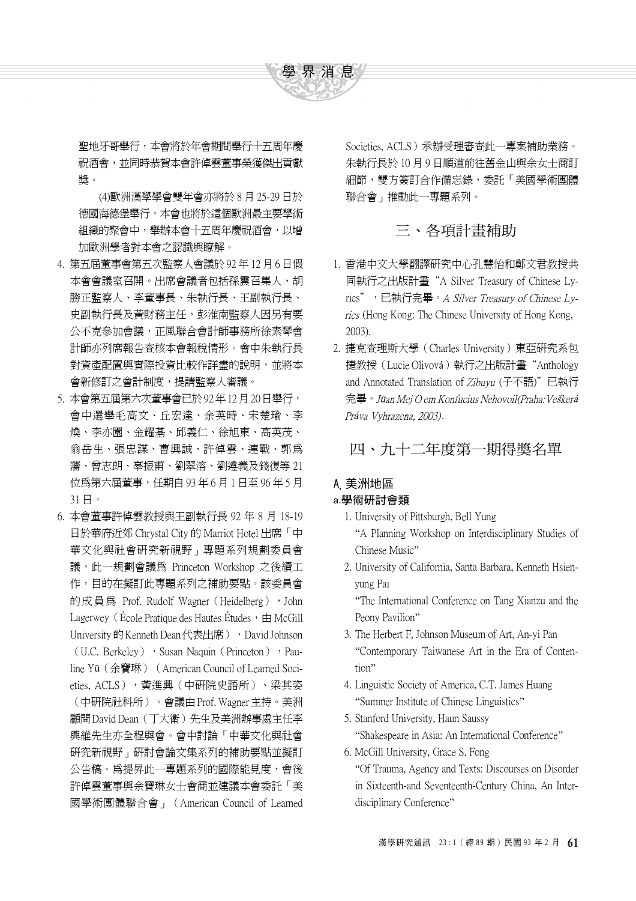聖地牙哥舉行，本會將於年會期間舉行十五周年慶祝酒會，並同時恭賀本會許倬雲董事榮獲傑出貢獻獎。

(4)歐洲漢學學會雙年會亦將於 8 月 25-29 日於德國海德堡舉行，本會也將於這個歐洲最主要學術組織的聚會中，舉辦本會十五周年慶祝酒會，以增加歐洲學者對本會之認識與瞭解。

4. 第五屆董事會第五次監察人會議於 92 年 12 月 6 日假本會會議室召開。出席會議者包括孫震召集人、胡勝正監察人、李董事長、朱執行長、王副執行長、史副執行長及黃財務主任，彭淮南監察人因另有要公不克參加會議，正風聯合會計師事務所徐素琴會計師亦列席報告查核本會報稅情形。會中朱執行長對資產配置與實際投資比較作詳盡的說明，並將本會新修訂之會計制度，提請監察人審議。
5. 本會第五屆第六次董事會已於92年12月20日舉行，會中選舉毛高文、丘宏達、余英時、宋楚瑜、李煥、李亦園、金耀基、邱義仁、徐旭東、高英茂、翁岳生、張忠謀、曹興誠、許倬雲、連戰、郭為藩、曾志朗、辜振甫、劉翠溶、劉遵義及錢復等 21 位為第六屆董事，任期自 93 年 6 月 1 日至 96 年 5 月 31 日。
6. 本會董事許倬雲教授與王副執行長 92 年 8 月 18-19 日於華府近郊 Chrystal City 的 Marriot Hotel 出席「中華文化與社會研究新視野」專題系列規劃委員會議，此一規劃會議為 Princeton Workshop 之後續工作，目的在擬訂此專題系列之補助要點。該委員會的成員為 Prof. Rudolf Wagner（Heidelberg），John Lagerwey（École Pratique des Hautes Études，由 McGill University 的 Kenneth Dean 代表出席），David Johnson（U.C. Berkeley），Susan Naquin（Princeton），Pauline Yü（余寶琳）（American Council of Learned Societies, ACLS），黃進興（中研院史語所）、梁其姿（中研院社科所）。會議由 Prof. Wagner 主持。美洲顧問 David Dean（丁大衛）先生及美洲辦事處主任李興維先生亦全程與會。會中討論「中華文化與社會研究新視野」研討會論文集系列的補助要點並擬訂公告稿。為提昇此一專題系列的國際能見度，會後許倬雲董事與余寶琳女士會商並建議本會委託「美國學術團體聯合會」（American Council of Learned Societies, ACLS）承辦受理審查此一專案補助業務。朱執行長於 10 月 9 日順道前往舊金山與余女士商訂細節，雙方簽訂合作備忘錄，委託「美國學術團體聯合會」推動此一專題系列。

## 三、各項計畫補助

1. 香港中文大學翻譯研究中心孔慧怡和鄭文君教授共同執行之出版計畫“A Silver Treasury of Chinese Lyrics”，已執行完畢。*A Silver Treasury of Chinese Lyrics* (Hong Kong: The Chinese University of Hong Kong, 2003).
2. 捷克查理斯大學（Charles University）東亞研究系包捷教授（Lucie Olivová）執行之出版計畫“Anthology and Annotated Translation of *Zibuyu* (子不語)”已執行完畢。*Jüan Mej O em Konfucius Nehovoil(Praha:Veškerá Práva Vyhrazena, 2003)*.

## 四、九十二年度第一期得獎名單

### A. 美洲地區

#### a.學術研討會類

1. University of Pittsburgh, Bell Yung
   “A Planning Workshop on Interdisciplinary Studies of Chinese Music”
2. University of California, Santa Barbara, Kenneth Hsien-yung Pai
   “The International Conference on Tang Xianzu and the Peony Pavilion”
3. The Herbert F, Johnson Museum of Art, An-yi Pan
   “Contemporary Taiwanese Art in the Era of Contention”
4. Linguistic Society of America, C.T. James Huang
   “Summer Institute of Chinese Linguistics”
5. Stanford University, Haun Saussy
   “Shakespeare in Asia: An International Conference”
6. McGill University, Grace S. Fong
   “Of Trauma, Agency and Texts: Discourses on Disorder in Sixteenth-and Seventeenth-Century China, An Interdisciplinary Conference”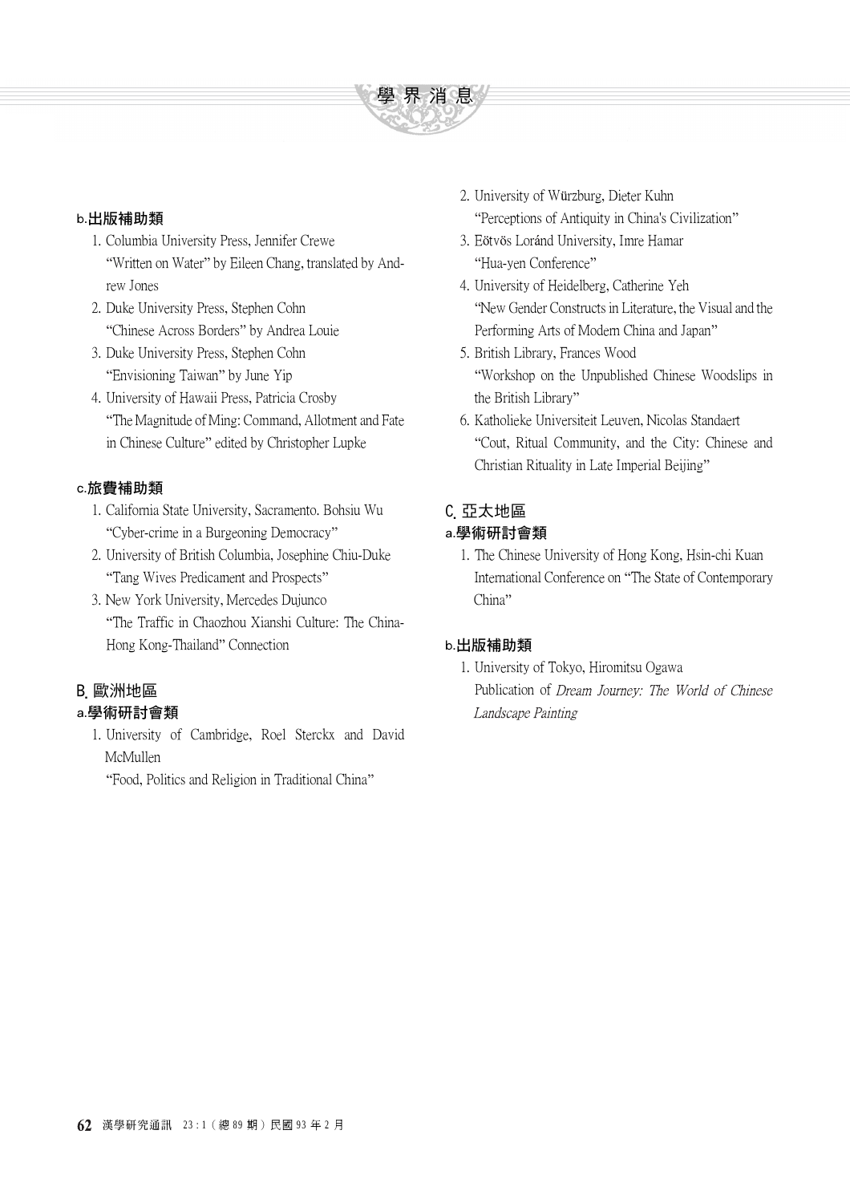### b.出版補助類

1. Columbia University Press, Jennifer Crewe
   "Written on Water" by Eileen Chang, translated by Andrew Jones
2. Duke University Press, Stephen Cohn
   "Chinese Across Borders" by Andrea Louie
3. Duke University Press, Stephen Cohn
   "Envisioning Taiwan" by June Yip
4. University of Hawaii Press, Patricia Crosby
   "The Magnitude of Ming: Command, Allotment and Fate in Chinese Culture" edited by Christopher Lupke

### c.旅費補助類

1. California State University, Sacramento. Bohsiu Wu
   "Cyber-crime in a Burgeoning Democracy"
2. University of British Columbia, Josephine Chiu-Duke
   "Tang Wives Predicament and Prospects"
3. New York University, Mercedes Dujunco
   "The Traffic in Chaozhou Xianshi Culture: The China-Hong Kong-Thailand" Connection

## B. 歐洲地區

### a.學術研討會類

1. University of Cambridge, Roel Sterckx and David McMullen
   "Food, Politics and Religion in Traditional China"
2. University of Würzburg, Dieter Kuhn
   "Perceptions of Antiquity in China's Civilization"
3. Eötvös Loránd University, Imre Hamar
   "Hua-yen Conference"
4. University of Heidelberg, Catherine Yeh
   "New Gender Constructs in Literature, the Visual and the Performing Arts of Modern China and Japan"
5. British Library, Frances Wood
   "Workshop on the Unpublished Chinese Woodslips in the British Library"
6. Katholieke Universiteit Leuven, Nicolas Standaert
   "Cout, Ritual Community, and the City: Chinese and Christian Rituality in Late Imperial Beijing"

## C. 亞太地區

### a.學術研討會類

1. The Chinese University of Hong Kong, Hsin-chi Kuan
   International Conference on "The State of Contemporary China"

### b.出版補助類

1. University of Tokyo, Hiromitsu Ogawa
   Publication of *Dream Journey: The World of Chinese Landscape Painting*